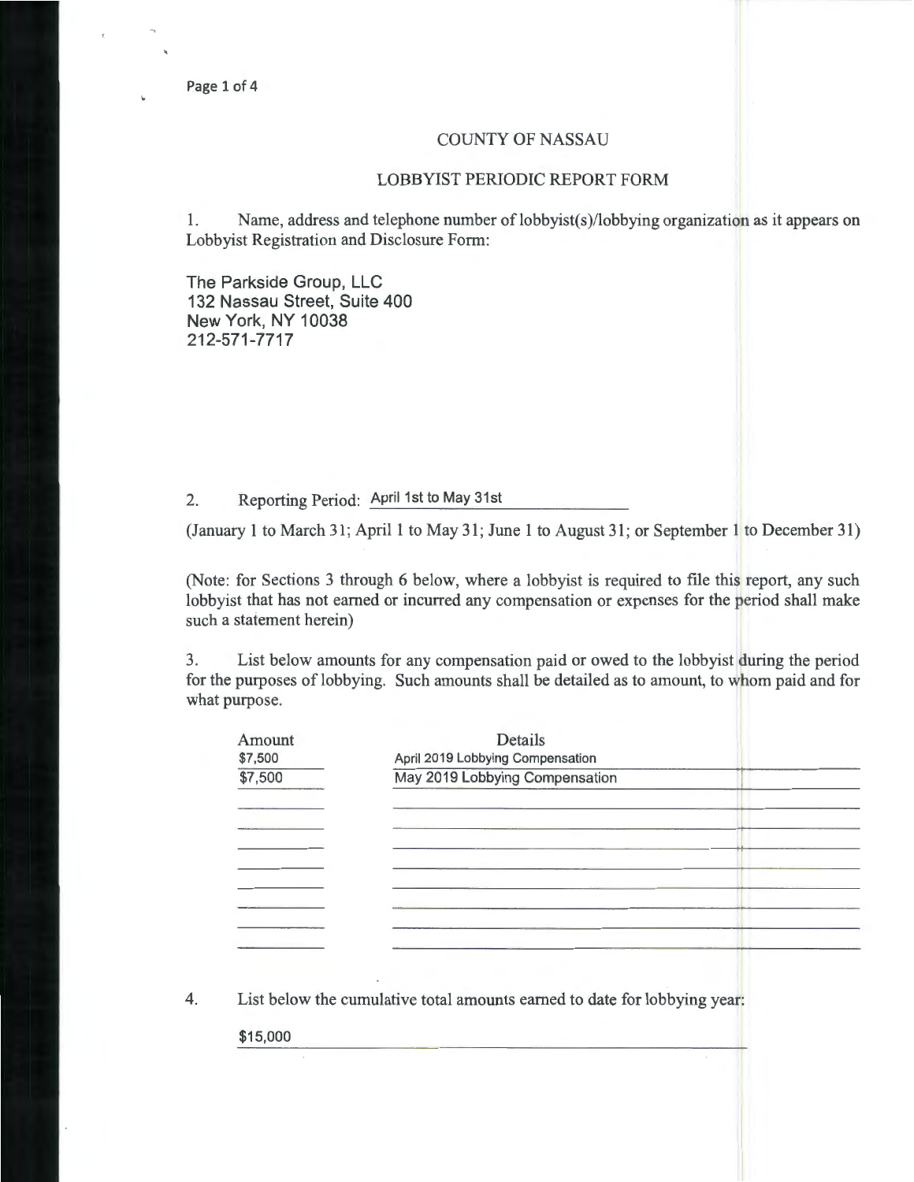# COUNTY OF NASSAU

## LOBBYIST PERIODIC REPORT FORM

1. Name, address and telephone number of lobbyist(s)/lobbying organization as it appears on Lobbyist Registration and Disclosure Form:

The Parkside Group, LLC
132 Nassau Street, Suite 400
New York, NY 10038
212-571-7717

2. Reporting Period: April 1st to May 31st

(January 1 to March 31; April 1 to May 31; June 1 to August 31; or September 1 to December 31)

(Note: for Sections 3 through 6 below, where a lobbyist is required to file this report, any such lobbyist that has not earned or incurred any compensation or expenses for the period shall make such a statement herein)

3. List below amounts for any compensation paid or owed to the lobbyist during the period for the purposes of lobbying. Such amounts shall be detailed as to amount, to whom paid and for what purpose.

| Amount | Details |
| --- | --- |
| $7,500 | April 2019 Lobbying Compensation |
| $7,500 | May 2019 Lobbying Compensation |

4. List below the cumulative total amounts earned to date for lobbying year:

$15,000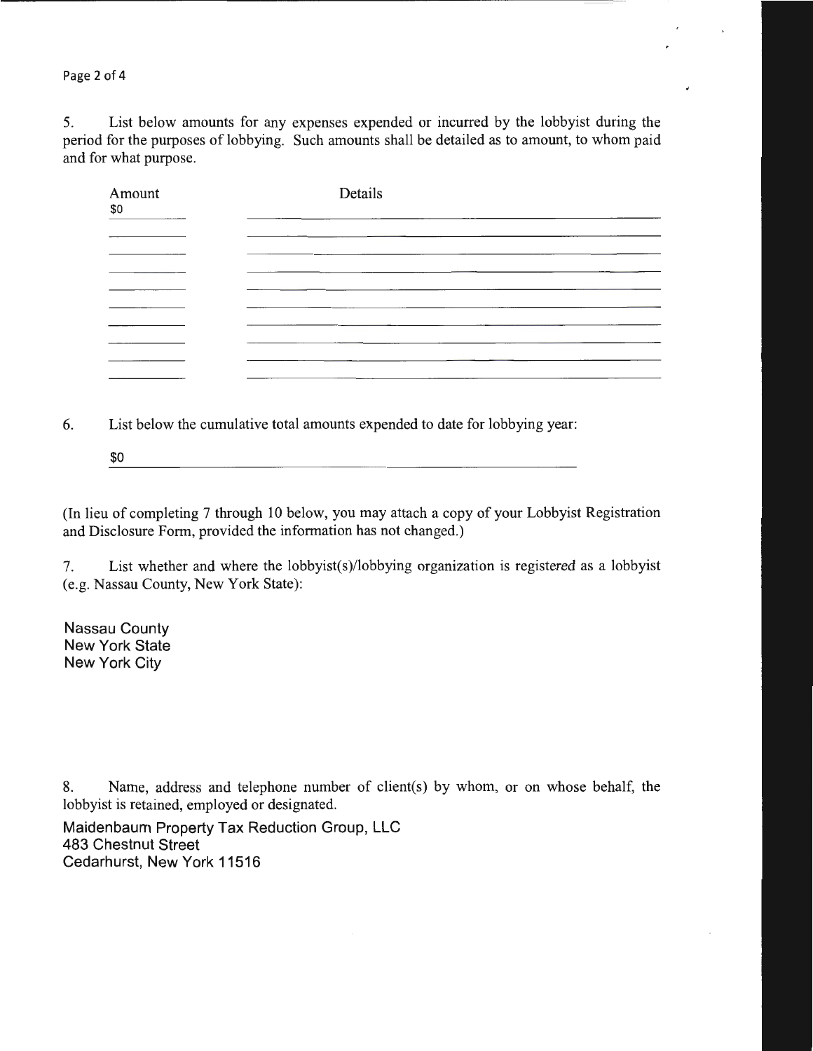5. List below amounts for any expenses expended or incurred by the lobbyist during the period for the purposes of lobbying. Such amounts shall be detailed as to amount, to whom paid and for what purpose.

| Amount | Details |
|---|---|
| $0 | |

6. List below the cumulative total amounts expended to date for lobbying year:

$0

(In lieu of completing 7 through 10 below, you may attach a copy of your Lobbyist Registration and Disclosure Form, provided the information has not changed.)

7. List whether and where the lobbyist(s)/lobbying organization is registered as a lobbyist (e.g. Nassau County, New York State):

Nassau County
New York State
New York City

8. Name, address and telephone number of client(s) by whom, or on whose behalf, the lobbyist is retained, employed or designated.

Maidenbaum Property Tax Reduction Group, LLC
483 Chestnut Street
Cedarhurst, New York 11516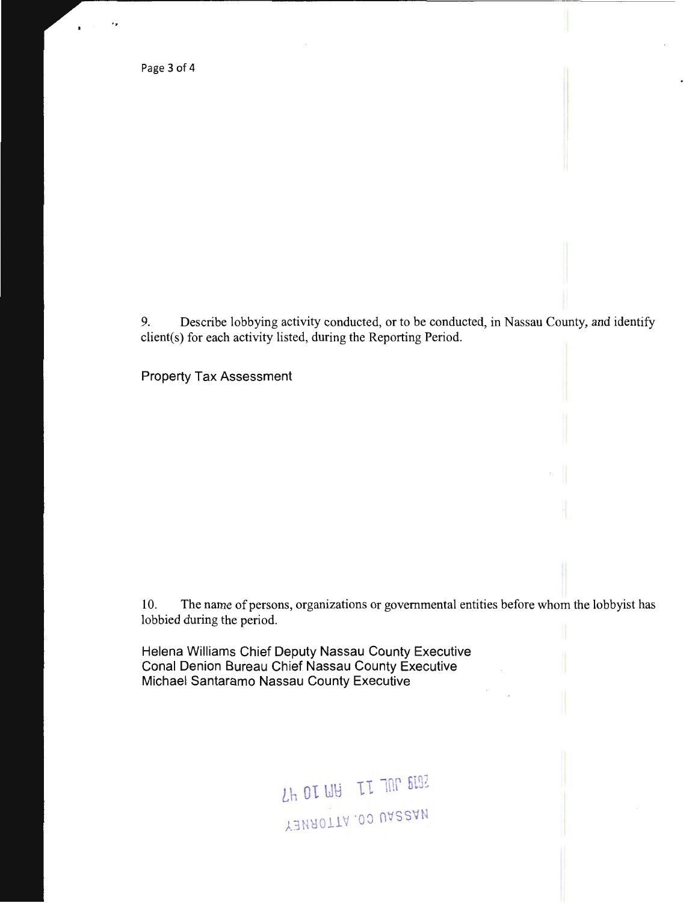9. Describe lobbying activity conducted, or to be conducted, in Nassau County, and identify client(s) for each activity listed, during the Reporting Period.

Property Tax Assessment

10. The name of persons, organizations or governmental entities before whom the lobbyist has lobbied during the period.

Helena Williams Chief Deputy Nassau County Executive
Conal Denion Bureau Chief Nassau County Executive
Michael Santaramo Nassau County Executive

2019 JUL 11 AM 10 47
NASSAU CO. ATTORNEY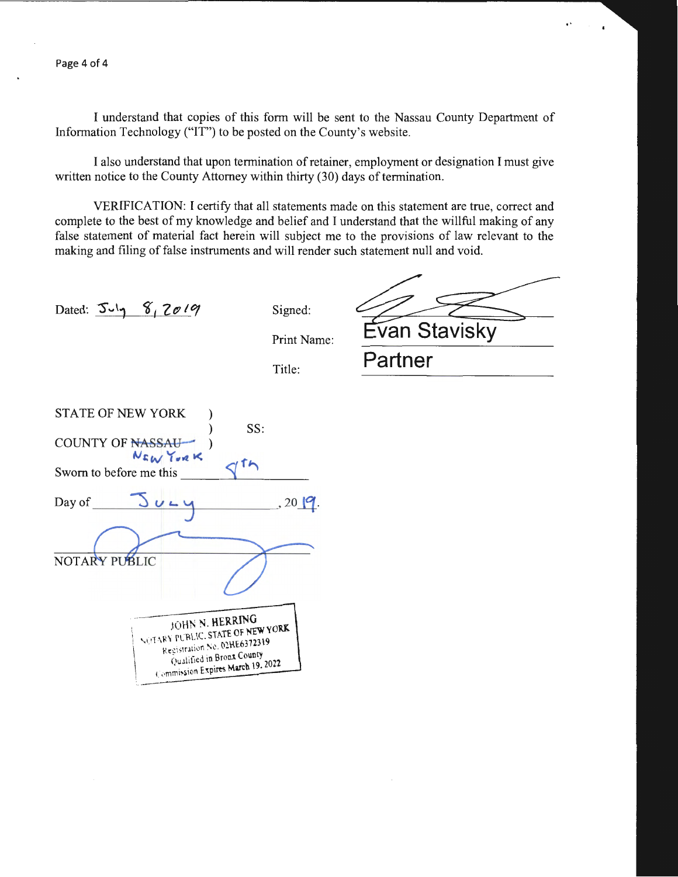I understand that copies of this form will be sent to the Nassau County Department of Information Technology ("IT") to be posted on the County's website.

I also understand that upon termination of retainer, employment or designation I must give written notice to the County Attorney within thirty (30) days of termination.

VERIFICATION: I certify that all statements made on this statement are true, correct and complete to the best of my knowledge and belief and I understand that the willful making of any false statement of material fact herein will subject me to the provisions of law relevant to the making and filing of false instruments and will render such statement null and void.

Dated: July 8, 2019

Signed: [signature]

Print Name: Evan Stavisky

Title: Partner

STATE OF NEW YORK )
) SS:
COUNTY OF ~~NASSAU~~ NEW YORK )

Sworn to before me this 9th

Day of July, 2019.

[signature]

NOTARY PUBLIC

JOHN N. HERRING
NOTARY PUBLIC, STATE OF NEW YORK
Registration No. 02HE6372319
Qualified in Bronx County
Commission Expires March 19, 2022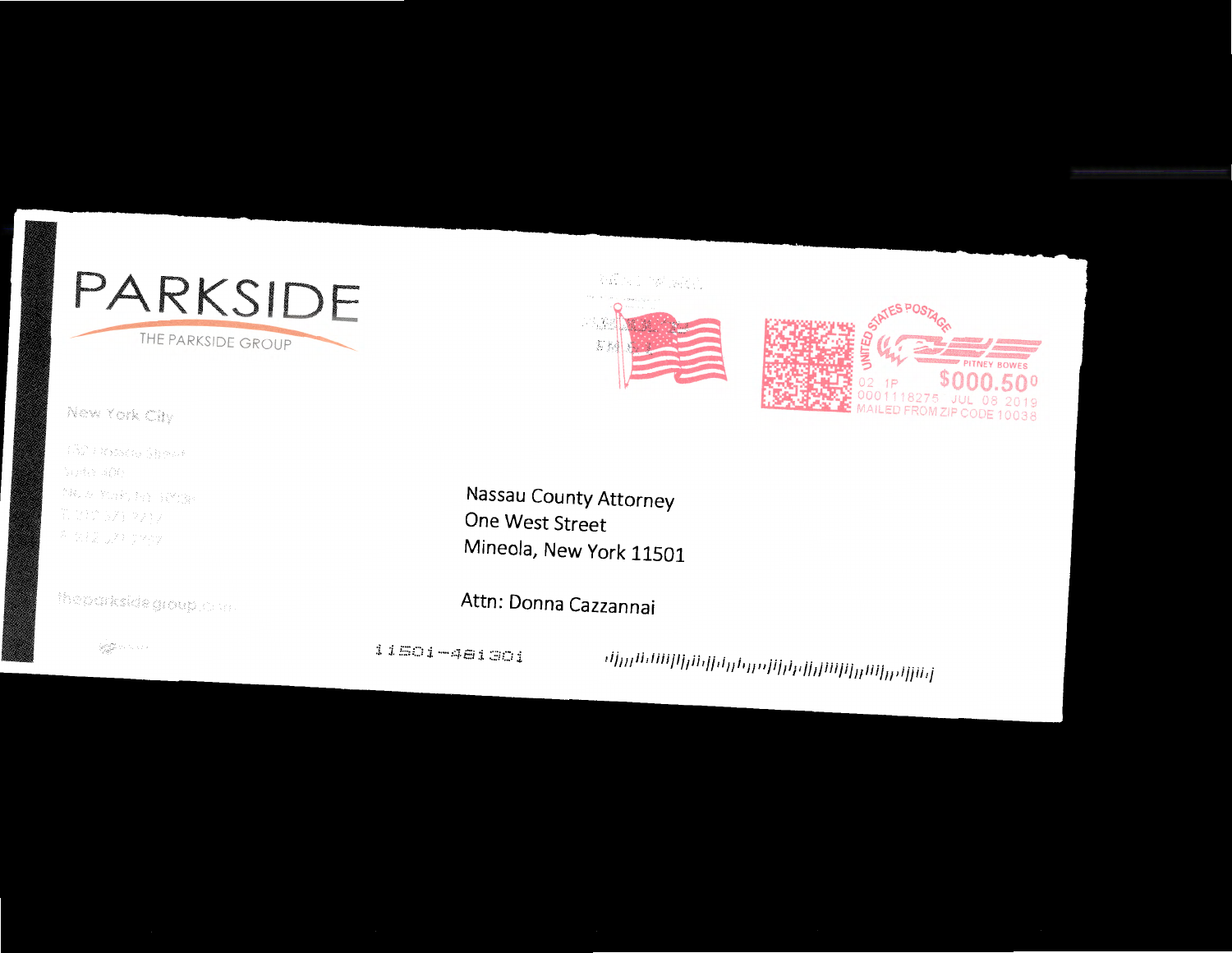PARKSIDE

THE PARKSIDE GROUP

New York City

thepatksidegroup.com

UNITED STATES POSTAGE

PITNEY BOWES

02 1P $000.50[0]

0001118275 JUL 08 2019

MAILED FROM ZIP CODE 10038

Nassau County Attorney
One West Street
Mineola, New York 11501

Attn: Donna Cazzannai

11501-481301